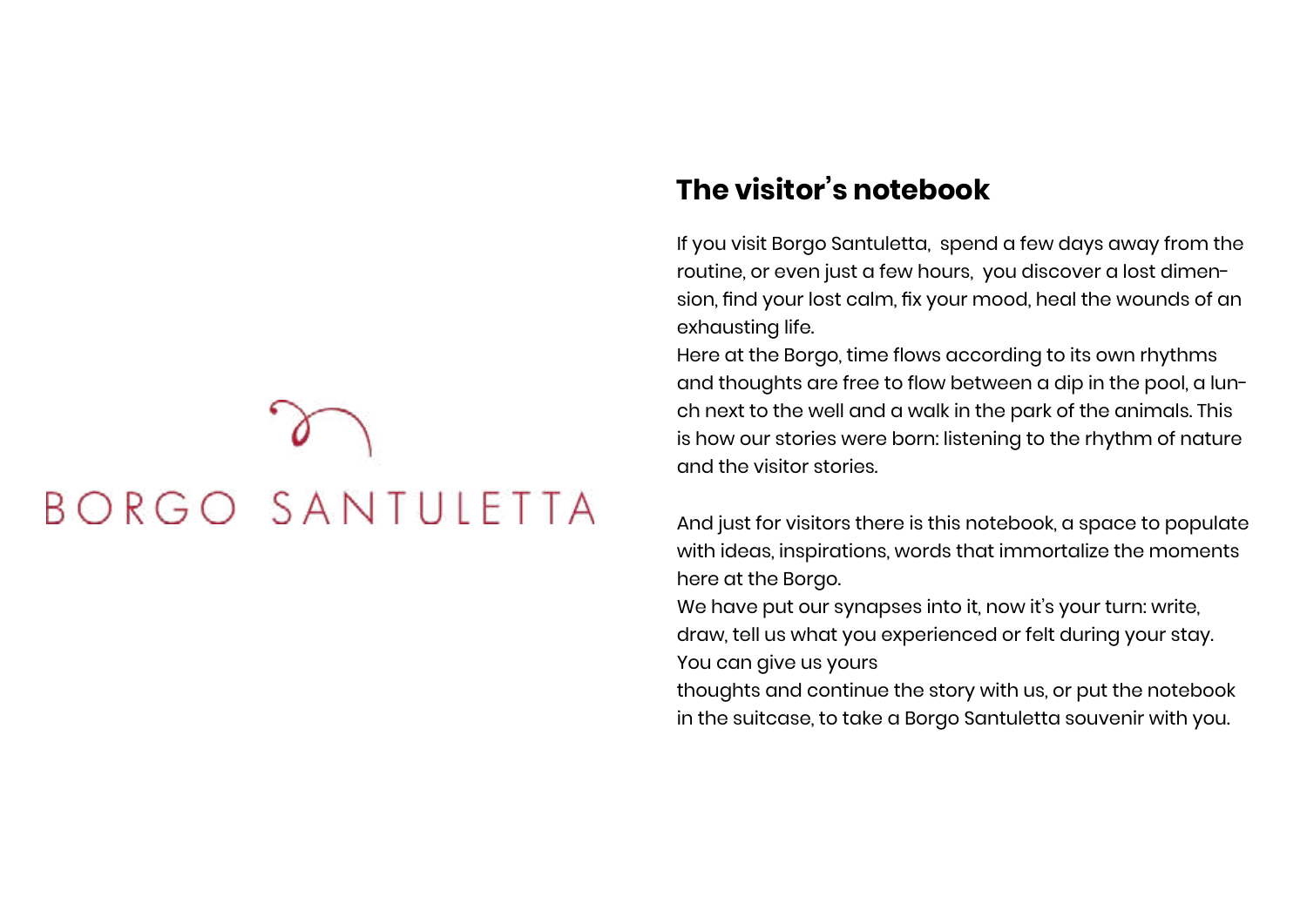BORGO SANTULETTA

## The visitor's notebook

If you visit Borgo Santuletta, spend a few days away from the routine, or even just a few hours, you discover a lost dimension, find your lost calm, fix your mood, heal the wounds of an exhausting life.
Here at the Borgo, time flows according to its own rhythms and thoughts are free to flow between a dip in the pool, a lunch next to the well and a walk in the park of the animals. This is how our stories were born: listening to the rhythm of nature and the visitor stories.

And just for visitors there is this notebook, a space to populate with ideas, inspirations, words that immortalize the moments here at the Borgo.
We have put our synapses into it, now it's your turn: write, draw, tell us what you experienced or felt during your stay.
You can give us yours
thoughts and continue the story with us, or put the notebook in the suitcase, to take a Borgo Santuletta souvenir with you.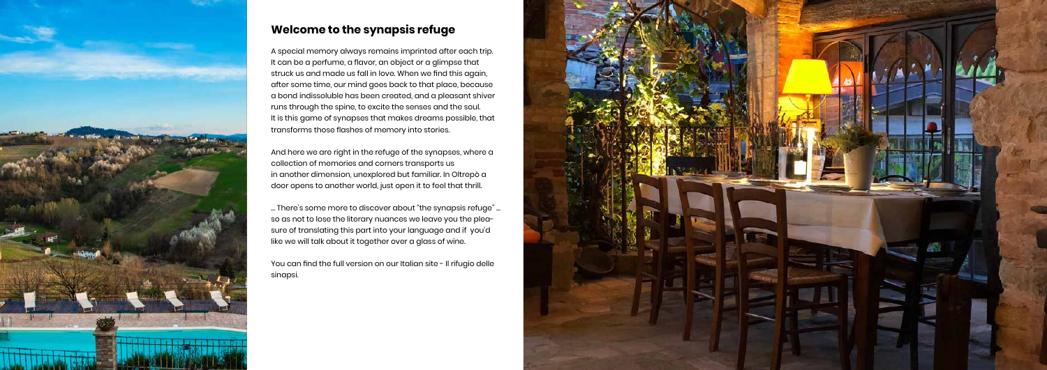## Welcome to the synapsis refuge

A special memory always remains imprinted after each trip. It can be a perfume, a flavor, an object or a glimpse that struck us and made us fall in love. When we find this again, after some time, our mind goes back to that place, because a bond indissoluble has been created, and a pleasant shiver runs through the spine, to excite the senses and the soul. It is this game of synapses that makes dreams possible, that transforms those flashes of memory into stories.

And here we are right in the refuge of the synapses, where a collection of memories and corners transports us in another dimension, unexplored but familiar. In Oltrepò a door opens to another world, just open it to feel that thrill.

... There's some more to discover about "the synapsis refuge" ... so as not to lose the literary nuances we leave you the pleasure of translating this part into your language and if you'd like we will talk about it together over a glass of wine.

You can find the full version on our Italian site - Il rifugio delle sinapsi.